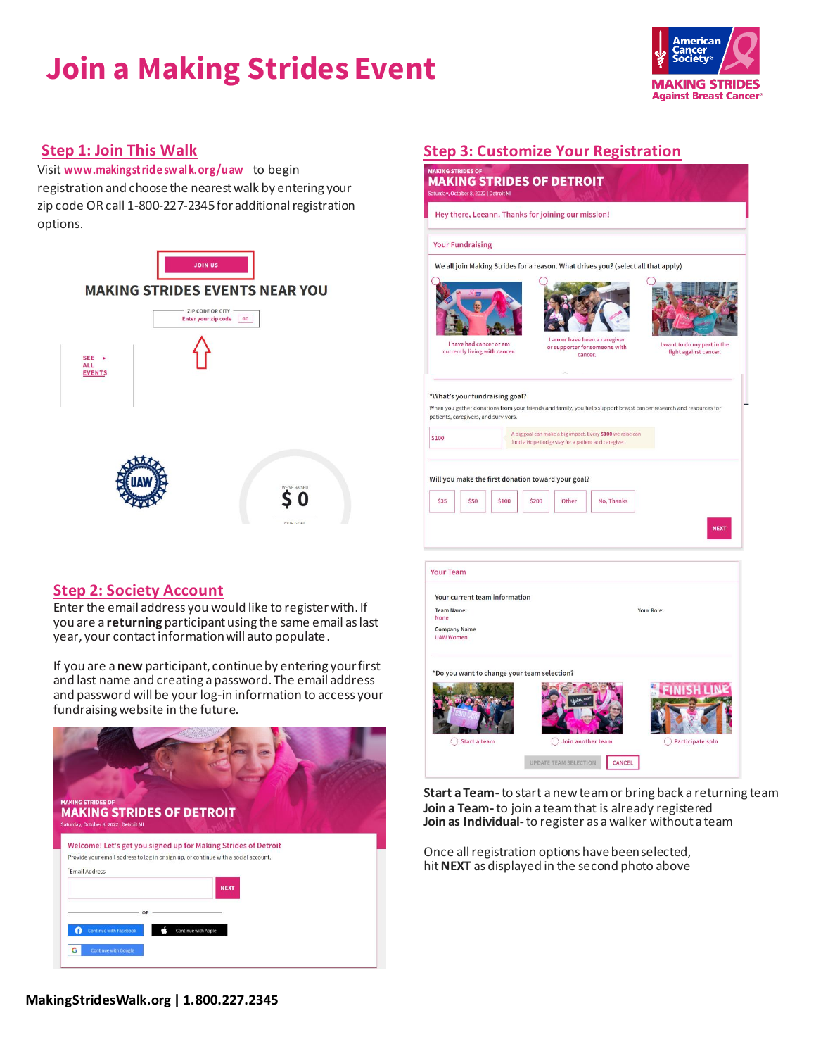# Join a Making Strides Event

## Step 1: Join This Walk

Visit www.makingstrideswalk.org/uaw to begin registration and choose the nearest walk by entering your zip code OR call 1-800-227-2345 for additional registration options.

JOIN US

MAKING STRIDES EVENTS NEAR YOU

ZIP CODE OR CITY
Enter your zip code GO

SEE ALL EVENTS

WE'VE RAISED
$ 0
OUR GOAL

## Step 2: Society Account

Enter the email address you would like to register with. If you are a **returning** participant using the same email as last year, your contact information will auto populate.

If you are a **new** participant, continue by entering your first and last name and creating a password. The email address and password will be your log-in information to access your fundraising website in the future.

MAKING STRIDES OF
MAKING STRIDES OF DETROIT
Saturday, October 8, 2022 | Detroit MI

Welcome! Let's get you signed up for Making Strides of Detroit
Provide your email address to log in or sign up, or continue with a social account.
*Email Address
NEXT
OR
Continue with Facebook
Continue with Apple
Continue with Google

## Step 3: Customize Your Registration

MAKING STRIDES OF
MAKING STRIDES OF DETROIT
Saturday, October 8, 2022 | Detroit MI

Hey there, Leeann. Thanks for joining our mission!

Your Fundraising

We all join Making Strides for a reason. What drives you? (select all that apply)

- I have had cancer or am currently living with cancer.
- I am or have been a caregiver or supporter for someone with cancer.
- I want to do my part in the fight against cancer.

*What's your fundraising goal?
When you gather donations from your friends and family, you help support breast cancer research and resources for patients, caregivers, and survivors.

$100 — A big goal can make a big impact. Every $100 we raise can fund a Hope Lodge stay for a patient and caregiver.

Will you make the first donation toward your goal?
$35 | $50 | $100 | $200 | Other | No, Thanks

NEXT

Your Team

Your current team information
Team Name: None
Your Role:
Company Name: UAW Women

*Do you want to change your team selection?
- Start a team
- Join another team
- Participate solo

UPDATE TEAM SELECTION | CANCEL

**Start a Team-** to start a new team or bring back a returning team
**Join a Team-** to join a team that is already registered
**Join as Individual-** to register as a walker without a team

Once all registration options have been selected, hit **NEXT** as displayed in the second photo above

**MakingStridesWalk.org | 1.800.227.2345**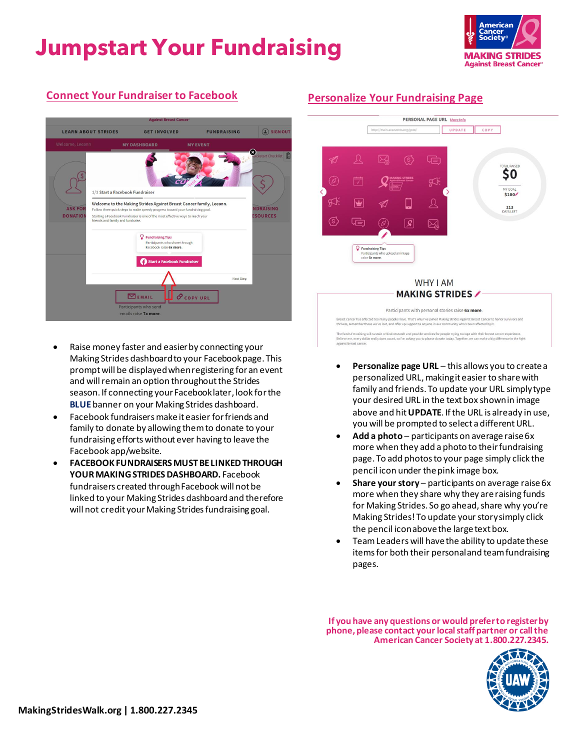# Jumpstart Your Fundraising

## Connect Your Fundraiser to Facebook

- Raise money faster and easier by connecting your Making Strides dashboard to your Facebook page. This prompt will be displayed when registering for an event and will remain an option throughout the Strides season. If connecting your Facebook later, look for the **BLUE** banner on your Making Strides dashboard.
- Facebook fundraisers make it easier for friends and family to donate by allowing them to donate to your fundraising efforts without ever having to leave the Facebook app/website.
- **FACEBOOK FUNDRAISERS MUST BE LINKED THROUGH YOUR MAKING STRIDES DASHBOARD.** Facebook fundraisers created through Facebook will not be linked to your Making Strides dashboard and therefore will not credit your Making Strides fundraising goal.

## Personalize Your Fundraising Page

- **Personalize page URL** – this allows you to create a personalized URL, making it easier to share with family and friends. To update your URL simply type your desired URL in the text box shown in image above and hit **UPDATE**. If the URL is already in use, you will be prompted to select a different URL.
- **Add a photo** – participants on average raise 6x more when they add a photo to their fundraising page. To add photos to your page simply click the pencil icon under the pink image box.
- **Share your story** – participants on average raise 6x more when they share why they are raising funds for Making Strides. So go ahead, share why you're Making Strides! To update your story simply click the pencil icon above the large text box.
- Team Leaders will have the ability to update these items for both their personal and team fundraising pages.

**If you have any questions or would prefer to register by phone, please contact your local staff partner or call the American Cancer Society at 1.800.227.2345.**

**MakingStridesWalk.org | 1.800.227.2345**